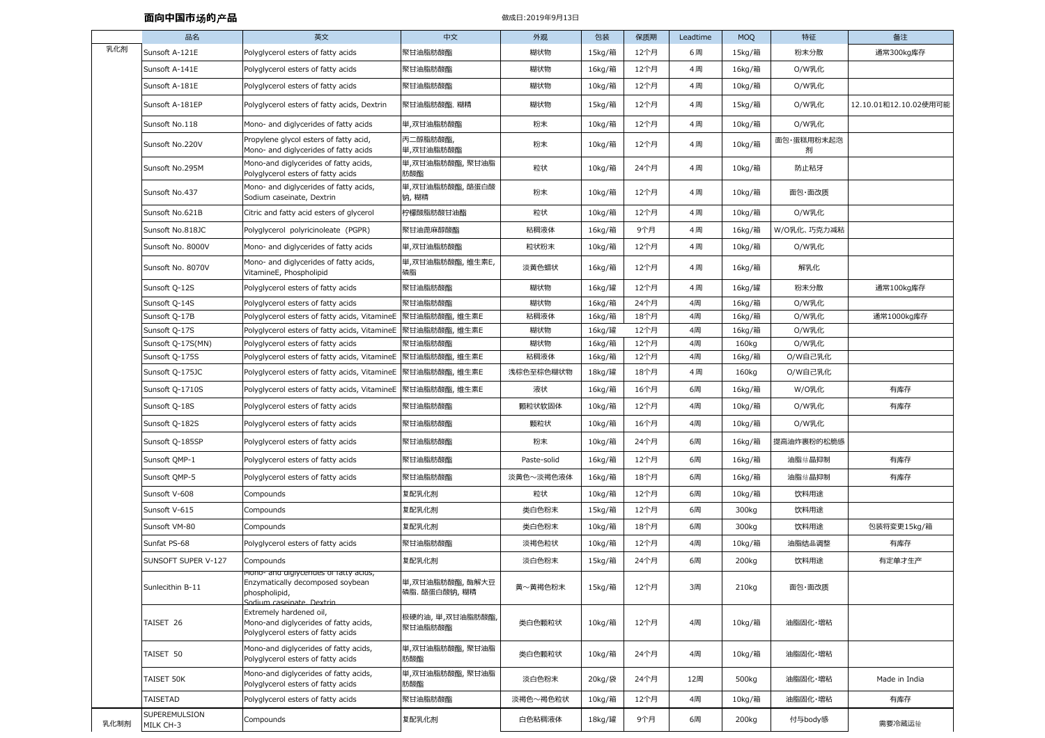## 面向中国市场的产品

做成日:2019年9月13日

| | 品名 | 英文 | 中文 | 外观 | 包装 | 保质期 | Leadtime | MOQ | 特征 | 备注 |
|---|---|---|---|---|---|---|---|---|---|---|
| 乳化剂 | Sunsoft A-121E | Polyglycerol esters of fatty acids | 聚甘油脂肪酸酯 | 糊状物 | 15kg/箱 | 12个月 | 6周 | 15kg/箱 | 粉末分散 | 通常300kg库存 |
| | Sunsoft A-141E | Polyglycerol esters of fatty acids | 聚甘油脂肪酸酯 | 糊状物 | 16kg/箱 | 12个月 | 4周 | 16kg/箱 | O/W乳化 | |
| | Sunsoft A-181E | Polyglycerol esters of fatty acids | 聚甘油脂肪酸酯 | 糊状物 | 10kg/箱 | 12个月 | 4周 | 10kg/箱 | O/W乳化 | |
| | Sunsoft A-181EP | Polyglycerol esters of fatty acids, Dextrin | 聚甘油脂肪酸酯, 糊精 | 糊状物 | 15kg/箱 | 12个月 | 4周 | 15kg/箱 | O/W乳化 | 12.10.01和12.10.02使用可能 |
| | Sunsoft No.118 | Mono- and diglycerides of fatty acids | 单,双甘油脂肪酸酯 | 粉末 | 10kg/箱 | 12个月 | 4周 | 10kg/箱 | O/W乳化 | |
| | Sunsoft No.220V | Propylene glycol esters of fatty acid, Mono- and diglycerides of fatty acids | 丙二醇脂肪酸酯, 单,双甘油脂肪酸酯 | 粉末 | 10kg/箱 | 12个月 | 4周 | 10kg/箱 | 面包·蛋糕用粉末起泡剂 | |
| | Sunsoft No.295M | Mono-and diglycerides of fatty acids, Polyglycerol esters of fatty acids | 单,双甘油脂肪酸酯, 聚甘油脂肪酸酯 | 粒状 | 10kg/箱 | 24个月 | 4周 | 10kg/箱 | 防止粘牙 | |
| | Sunsoft No.437 | Mono- and diglycerides of fatty acids, Sodium caseinate, Dextrin | 单,双甘油脂肪酸酯, 酪蛋白酸钠, 糊精 | 粉末 | 10kg/箱 | 12个月 | 4周 | 10kg/箱 | 面包·面改质 | |
| | Sunsoft No.621B | Citric and fatty acid esters of glycerol | 柠檬酸脂肪酸甘油酯 | 粒状 | 10kg/箱 | 12个月 | 4周 | 10kg/箱 | O/W乳化 | |
| | Sunsoft No.818JC | Polyglycerol polyricinoleate (PGPR) | 聚甘油蓖麻醇酸酯 | 粘稠液体 | 16kg/箱 | 9个月 | 4周 | 16kg/箱 | W/O乳化、巧克力减粘 | |
| | Sunsoft No. 8000V | Mono- and diglycerides of fatty acids | 单,双甘油脂肪酸酯 | 粒状粉末 | 10kg/箱 | 12个月 | 4周 | 10kg/箱 | O/W乳化 | |
| | Sunsoft No. 8070V | Mono- and diglycerides of fatty acids, VitamineE, Phospholipid | 单,双甘油脂肪酸酯, 维生素E, 磷脂 | 淡黄色蜡状 | 16kg/箱 | 12个月 | 4周 | 16kg/箱 | 解乳化 | |
| | Sunsoft Q-12S | Polyglycerol esters of fatty acids | 聚甘油脂肪酸酯 | 糊状物 | 16kg/罐 | 12个月 | 4周 | 16kg/罐 | 粉末分散 | 通常100kg库存 |
| | Sunsoft Q-14S | Polyglycerol esters of fatty acids | 聚甘油脂肪酸酯 | 糊状物 | 16kg/箱 | 24个月 | 4周 | 16kg/箱 | O/W乳化 | |
| | Sunsoft Q-17B | Polyglycerol esters of fatty acids, VitamineE | 聚甘油脂肪酸酯, 维生素E | 粘稠液体 | 16kg/箱 | 18个月 | 4周 | 16kg/箱 | O/W乳化 | 通常1000kg库存 |
| | Sunsoft Q-17S | Polyglycerol esters of fatty acids, VitamineE | 聚甘油脂肪酸酯, 维生素E | 糊状物 | 16kg/罐 | 12个月 | 4周 | 16kg/箱 | O/W乳化 | |
| | Sunsoft Q-17S(MN) | Polyglycerol esters of fatty acids | 聚甘油脂肪酸酯 | 糊状物 | 16kg/箱 | 12个月 | 4周 | 160kg | O/W乳化 | |
| | Sunsoft Q-175S | Polyglycerol esters of fatty acids, VitamineE | 聚甘油脂肪酸酯, 维生素E | 粘稠液体 | 16kg/箱 | 12个月 | 4周 | 16kg/箱 | O/W自己乳化 | |
| | Sunsoft Q-175JC | Polyglycerol esters of fatty acids, VitamineE | 聚甘油脂肪酸酯, 维生素E | 浅棕色至棕色糊状物 | 18kg/罐 | 18个月 | 4周 | 160kg | O/W自己乳化 | |
| | Sunsoft Q-1710S | Polyglycerol esters of fatty acids, VitamineE | 聚甘油脂肪酸酯, 维生素E | 液状 | 16kg/箱 | 16个月 | 6周 | 16kg/箱 | W/O乳化 | 有库存 |
| | Sunsoft Q-18S | Polyglycerol esters of fatty acids | 聚甘油脂肪酸酯 | 颗粒状软固体 | 10kg/箱 | 12个月 | 4周 | 10kg/箱 | O/W乳化 | 有库存 |
| | Sunsoft Q-182S | Polyglycerol esters of fatty acids | 聚甘油脂肪酸酯 | 颗粒状 | 10kg/箱 | 16个月 | 4周 | 10kg/箱 | O/W乳化 | |
| | Sunsoft Q-185SP | Polyglycerol esters of fatty acids | 聚甘油脂肪酸酯 | 粉末 | 10kg/箱 | 24个月 | 6周 | 16kg/箱 | 提高油炸裹粉的松脆感 | |
| | Sunsoft QMP-1 | Polyglycerol esters of fatty acids | 聚甘油脂肪酸酯 | Paste-solid | 16kg/箱 | 12个月 | 6周 | 16kg/箱 | 油脂结晶抑制 | 有库存 |
| | Sunsoft QMP-5 | Polyglycerol esters of fatty acids | 聚甘油脂肪酸酯 | 淡黄色～淡褐色液体 | 16kg/箱 | 18个月 | 6周 | 16kg/箱 | 油脂结晶抑制 | 有库存 |
| | Sunsoft V-608 | Compounds | 复配乳化剂 | 粒状 | 10kg/箱 | 12个月 | 6周 | 10kg/箱 | 饮料用途 | |
| | Sunsoft V-615 | Compounds | 复配乳化剂 | 类白色粉末 | 15kg/箱 | 12个月 | 6周 | 300kg | 饮料用途 | |
| | Sunsoft VM-80 | Compounds | 复配乳化剂 | 类白色粉末 | 10kg/箱 | 18个月 | 6周 | 300kg | 饮料用途 | 包装将变更15kg/箱 |
| | Sunfat PS-68 | Polyglycerol esters of fatty acids | 聚甘油脂肪酸酯 | 淡褐色粒状 | 10kg/箱 | 12个月 | 4周 | 10kg/箱 | 油脂结晶调整 | 有库存 |
| | SUNSOFT SUPER V-127 | Compounds | 复配乳化剂 | 淡白色粉末 | 15kg/箱 | 24个月 | 6周 | 200kg | 饮料用途 | 有定单才生产 |
| | Sunlecithin B-11 | Mono- and diglycerides of fatty acids, Enzymatically decomposed soybean phospholipid, Sodium caseinate, Dextrin | 单,双甘油脂肪酸酯, 酶解大豆磷脂, 酪蛋白酸钠, 糊精 | 黄～黄褐色粉末 | 15kg/箱 | 12个月 | 3周 | 210kg | 面包·面改质 | |
| | TAISET 26 | Extremely hardened oil, Mono-and diglycerides of fatty acids, Polyglycerol esters of fatty acids | 极硬的油, 单,双甘油脂肪酸酯, 聚甘油脂肪酸酯 | 类白色颗粒状 | 10kg/箱 | 12个月 | 4周 | 10kg/箱 | 油脂固化·增粘 | |
| | TAISET 50 | Mono-and diglycerides of fatty acids, Polyglycerol esters of fatty acids | 单,双甘油脂肪酸酯, 聚甘油脂肪酸酯 | 类白色颗粒状 | 10kg/箱 | 24个月 | 4周 | 10kg/箱 | 油脂固化·增粘 | |
| | TAISET 50K | Mono-and diglycerides of fatty acids, Polyglycerol esters of fatty acids | 单,双甘油脂肪酸酯, 聚甘油脂肪酸酯 | 淡白色粉末 | 20kg/袋 | 24个月 | 12周 | 500kg | 油脂固化·增粘 | Made in India |
| | TAISETAD | Polyglycerol esters of fatty acids | 聚甘油脂肪酸酯 | 淡褐色～褐色粒状 | 10kg/箱 | 12个月 | 4周 | 10kg/箱 | 油脂固化·增粘 | 有库存 |
| 乳化制剂 | SUPEREMULSION MILK CH-3 | Compounds | 复配乳化剂 | 白色粘稠液体 | 18kg/罐 | 9个月 | 6周 | 200kg | 付与body感 | 需要冷藏运输 |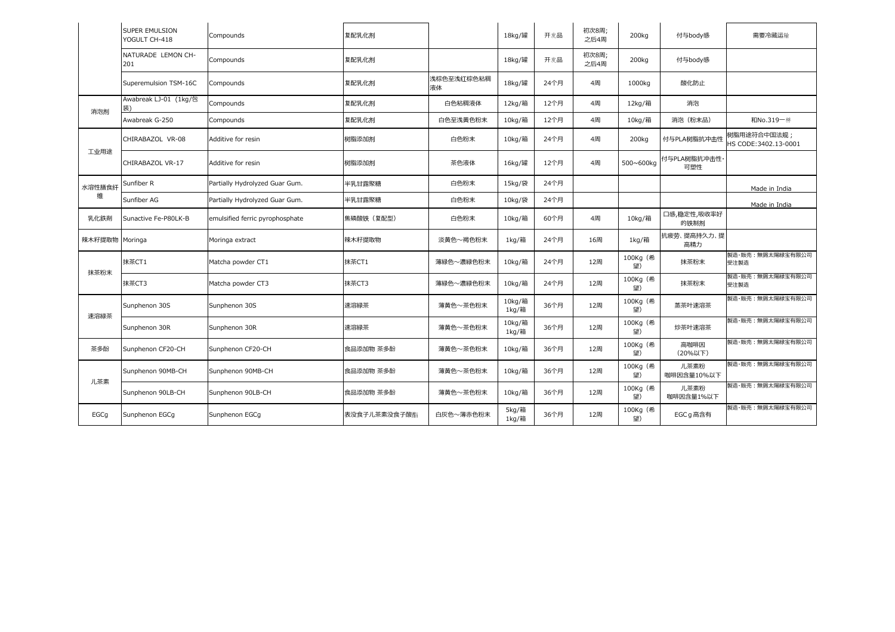| | | | | | | | | | | |
|---|---|---|---|---|---|---|---|---|---|---|
| | SUPER EMULSION YOGULT CH-418 | Compounds | 复配乳化剂 | | 18kg/罐 | 开发品 | 初次8周;之后4周 | 200kg | 付与body感 | 需要冷藏运输 |
| | NATURADE LEMON CH-201 | Compounds | 复配乳化剂 | | 18kg/罐 | 开发品 | 初次8周;之后4周 | 200kg | 付与body感 | |
| | Superemulsion TSM-16C | Compounds | 复配乳化剂 | 浅棕色至浅红棕色粘稠液体 | 18kg/罐 | 24个月 | 4周 | 1000kg | 酸化防止 | |
| 消泡剂 | Awabreak LJ-01 (1kg/包装) | Compounds | 复配乳化剂 | 白色粘稠液体 | 12kg/箱 | 12个月 | 4周 | 12kg/箱 | 消泡 | |
| | Awabreak G-250 | Compounds | 复配乳化剂 | 白色至浅黄色粉末 | 10kg/箱 | 12个月 | 4周 | 10kg/箱 | 消泡（粉末品） | 和No.319一样 |
| 工业用途 | CHIRABAZOL VR-08 | Additive for resin | 树脂添加剂 | 白色粉末 | 10kg/箱 | 24个月 | 4周 | 200kg | 付与PLA树脂抗冲击性 | 树脂用途符合中国法规；HS CODE:3402.13-0001 |
| | CHIRABAZOL VR-17 | Additive for resin | 树脂添加剂 | 茶色液体 | 16kg/罐 | 12个月 | 4周 | 500~600kg | 付与PLA树脂抗冲击性·可塑性 | |
| 水溶性膳食纤维 | Sunfiber R | Partially Hydrolyzed Guar Gum. | 半乳甘露聚糖 | 白色粉末 | 15kg/袋 | 24个月 | | | | Made in India |
| | Sunfiber AG | Partially Hydrolyzed Guar Gum. | 半乳甘露聚糖 | 白色粉末 | 10kg/袋 | 24个月 | | | | Made in India |
| 乳化鉄剤 | Sunactive Fe-P80LK-B | emulsified ferric pyrophosphate | 焦磷酸铁（复配型） | 白色粉末 | 10kg/箱 | 60个月 | 4周 | 10kg/箱 | 口感,稳定性,吸收率好的铁制剂 | |
| 辣木籽提取物 | Moringa | Moringa extract | 辣木籽提取物 | 淡黄色~褐色粉末 | 1kg/箱 | 24个月 | 16周 | 1kg/箱 | 抗疲劳、提高持久力、提高精力 | |
| 抹茶粉末 | 抹茶CT1 | Matcha powder CT1 | 抹茶CT1 | 薄緑色~濃緑色粉末 | 10kg/箱 | 24个月 | 12周 | 100Kg（希望） | 抹茶粉末 | 製造·販売：無錫太陽緑宝有限公司受注製造 |
| | 抹茶CT3 | Matcha powder CT3 | 抹茶CT3 | 薄緑色~濃緑色粉末 | 10kg/箱 | 24个月 | 12周 | 100Kg（希望） | 抹茶粉末 | 製造·販売：無錫太陽緑宝有限公司受注製造 |
| 速溶緑茶 | Sunphenon 30S | Sunphenon 30S | 速溶緑茶 | 薄黄色~茶色粉末 | 10kg/箱 1kg/箱 | 36个月 | 12周 | 100Kg（希望） | 蒸茶叶速溶茶 | 製造·販売：無錫太陽緑宝有限公司 |
| | Sunphenon 30R | Sunphenon 30R | 速溶緑茶 | 薄黄色~茶色粉末 | 10kg/箱 1kg/箱 | 36个月 | 12周 | 100Kg（希望） | 炒茶叶速溶茶 | 製造·販売：無錫太陽緑宝有限公司 |
| 茶多酚 | Sunphenon CF20-CH | Sunphenon CF20-CH | 食品添加物 茶多酚 | 薄黄色~茶色粉末 | 10kg/箱 | 36个月 | 12周 | 100Kg（希望） | 高咖啡因（20%以下） | 製造·販売：無錫太陽緑宝有限公司 |
| 儿茶素 | Sunphenon 90MB-CH | Sunphenon 90MB-CH | 食品添加物 茶多酚 | 薄黄色~茶色粉末 | 10kg/箱 | 36个月 | 12周 | 100Kg（希望） | 儿茶素粉 咖啡因含量10%以下 | 製造·販売：無錫太陽緑宝有限公司 |
| | Sunphenon 90LB-CH | Sunphenon 90LB-CH | 食品添加物 茶多酚 | 薄黄色~茶色粉末 | 10kg/箱 | 36个月 | 12周 | 100Kg（希望） | 儿茶素粉 咖啡因含量1%以下 | 製造·販売：無錫太陽緑宝有限公司 |
| EGCg | Sunphenon EGCg | Sunphenon EGCg | 表没食子儿茶素没食子酸酯 | 白灰色~薄赤色粉末 | 5kg/箱 1kg/箱 | 36个月 | 12周 | 100Kg（希望） | EGCg高含有 | 製造·販売：無錫太陽緑宝有限公司 |